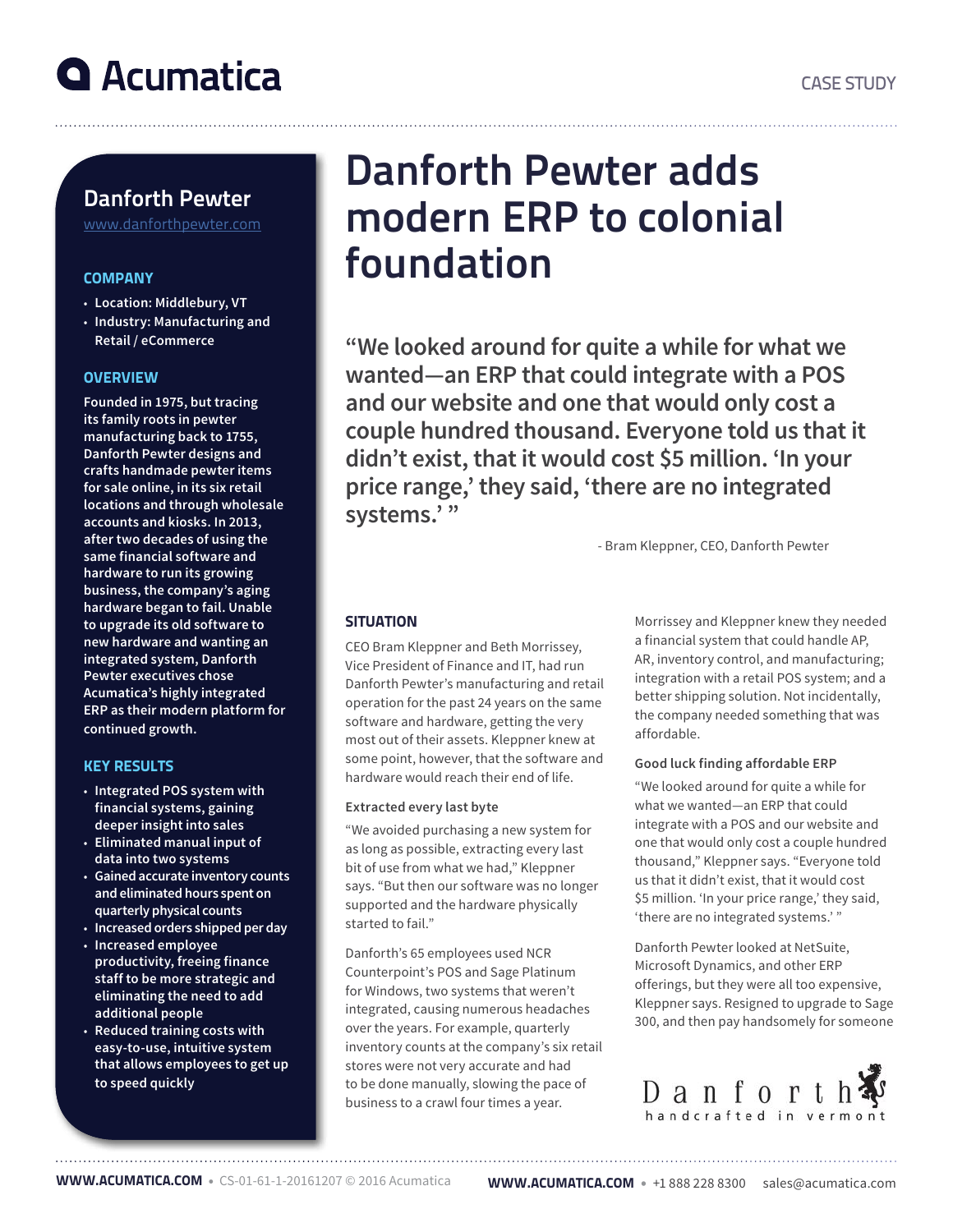# Acumatica

CASE STUDY

## Danforth Pewter

www.danforthpewter.com

### COMPANY

- Location: Middlebury, VT
- Industry: Manufacturing and Retail / eCommerce

### OVERVIEW

Founded in 1975, but tracing its family roots in pewter manufacturing back to 1755, Danforth Pewter designs and crafts handmade pewter items for sale online, in its six retail locations and through wholesale accounts and kiosks. In 2013, after two decades of using the same financial software and hardware to run its growing business, the company's aging hardware began to fail. Unable to upgrade its old software to new hardware and wanting an integrated system, Danforth Pewter executives chose Acumatica's highly integrated ERP as their modern platform for continued growth.

### KEY RESULTS

- Integrated POS system with financial systems, gaining deeper insight into sales
- Eliminated manual input of data into two systems
- Gained accurate inventory counts and eliminated hours spent on quarterly physical counts
- Increased orders shipped per day
- Increased employee productivity, freeing finance staff to be more strategic and eliminating the need to add additional people
- Reduced training costs with easy-to-use, intuitive system that allows employees to get up to speed quickly

# Danforth Pewter adds modern ERP to colonial foundation

**"We looked around for quite a while for what we wanted—an ERP that could integrate with a POS and our website and one that would only cost a couple hundred thousand. Everyone told us that it didn't exist, that it would cost $5 million. 'In your price range,' they said, 'there are no integrated systems.' "**

- Bram Kleppner, CEO, Danforth Pewter

### SITUATION

CEO Bram Kleppner and Beth Morrissey, Vice President of Finance and IT, had run Danforth Pewter's manufacturing and retail operation for the past 24 years on the same software and hardware, getting the very most out of their assets. Kleppner knew at some point, however, that the software and hardware would reach their end of life.

#### Extracted every last byte

"We avoided purchasing a new system for as long as possible, extracting every last bit of use from what we had," Kleppner says. "But then our software was no longer supported and the hardware physically started to fail."

Danforth's 65 employees used NCR Counterpoint's POS and Sage Platinum for Windows, two systems that weren't integrated, causing numerous headaches over the years. For example, quarterly inventory counts at the company's six retail stores were not very accurate and had to be done manually, slowing the pace of business to a crawl four times a year.

Morrissey and Kleppner knew they needed a financial system that could handle AP, AR, inventory control, and manufacturing; integration with a retail POS system; and a better shipping solution. Not incidentally, the company needed something that was affordable.

#### Good luck finding affordable ERP

"We looked around for quite a while for what we wanted—an ERP that could integrate with a POS and our website and one that would only cost a couple hundred thousand," Kleppner says. "Everyone told us that it didn't exist, that it would cost $5 million. 'In your price range,' they said, 'there are no integrated systems.' "

Danforth Pewter looked at NetSuite, Microsoft Dynamics, and other ERP offerings, but they were all too expensive, Kleppner says. Resigned to upgrade to Sage 300, and then pay handsomely for someone

Danforth handcrafted in vermont

WWW.ACUMATICA.COM • CS-01-61-1-20161207 © 2016 Acumatica    WWW.ACUMATICA.COM • +1 888 228 8300  sales@acumatica.com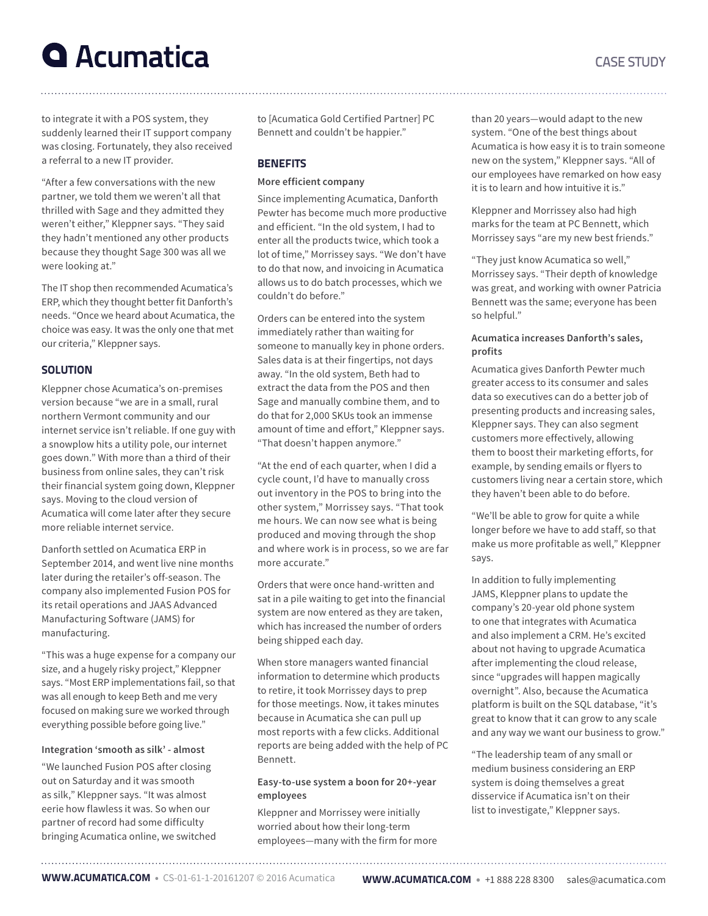to integrate it with a POS system, they suddenly learned their IT support company was closing. Fortunately, they also received a referral to a new IT provider.

"After a few conversations with the new partner, we told them we weren't all that thrilled with Sage and they admitted they weren't either," Kleppner says. "They said they hadn't mentioned any other products because they thought Sage 300 was all we were looking at."

The IT shop then recommended Acumatica's ERP, which they thought better fit Danforth's needs. "Once we heard about Acumatica, the choice was easy. It was the only one that met our criteria," Kleppner says.

## SOLUTION

Kleppner chose Acumatica's on-premises version because "we are in a small, rural northern Vermont community and our internet service isn't reliable. If one guy with a snowplow hits a utility pole, our internet goes down." With more than a third of their business from online sales, they can't risk their financial system going down, Kleppner says. Moving to the cloud version of Acumatica will come later after they secure more reliable internet service.

Danforth settled on Acumatica ERP in September 2014, and went live nine months later during the retailer's off-season. The company also implemented Fusion POS for its retail operations and JAAS Advanced Manufacturing Software (JAMS) for manufacturing.

"This was a huge expense for a company our size, and a hugely risky project," Kleppner says. "Most ERP implementations fail, so that was all enough to keep Beth and me very focused on making sure we worked through everything possible before going live."

### Integration 'smooth as silk' - almost

"We launched Fusion POS after closing out on Saturday and it was smooth as silk," Kleppner says. "It was almost eerie how flawless it was. So when our partner of record had some difficulty bringing Acumatica online, we switched to [Acumatica Gold Certified Partner] PC Bennett and couldn't be happier."

## BENEFITS

### More efficient company

Since implementing Acumatica, Danforth Pewter has become much more productive and efficient. "In the old system, I had to enter all the products twice, which took a lot of time," Morrissey says. "We don't have to do that now, and invoicing in Acumatica allows us to do batch processes, which we couldn't do before."

Orders can be entered into the system immediately rather than waiting for someone to manually key in phone orders. Sales data is at their fingertips, not days away. "In the old system, Beth had to extract the data from the POS and then Sage and manually combine them, and to do that for 2,000 SKUs took an immense amount of time and effort," Kleppner says. "That doesn't happen anymore."

"At the end of each quarter, when I did a cycle count, I'd have to manually cross out inventory in the POS to bring into the other system," Morrissey says. "That took me hours. We can now see what is being produced and moving through the shop and where work is in process, so we are far more accurate."

Orders that were once hand-written and sat in a pile waiting to get into the financial system are now entered as they are taken, which has increased the number of orders being shipped each day.

When store managers wanted financial information to determine which products to retire, it took Morrissey days to prep for those meetings. Now, it takes minutes because in Acumatica she can pull up most reports with a few clicks. Additional reports are being added with the help of PC Bennett.

### Easy-to-use system a boon for 20+-year employees

Kleppner and Morrissey were initially worried about how their long-term employees—many with the firm for more than 20 years—would adapt to the new system. "One of the best things about Acumatica is how easy it is to train someone new on the system," Kleppner says. "All of our employees have remarked on how easy it is to learn and how intuitive it is."

Kleppner and Morrissey also had high marks for the team at PC Bennett, which Morrissey says "are my new best friends."

"They just know Acumatica so well," Morrissey says. "Their depth of knowledge was great, and working with owner Patricia Bennett was the same; everyone has been so helpful."

### Acumatica increases Danforth's sales, profits

Acumatica gives Danforth Pewter much greater access to its consumer and sales data so executives can do a better job of presenting products and increasing sales, Kleppner says. They can also segment customers more effectively, allowing them to boost their marketing efforts, for example, by sending emails or flyers to customers living near a certain store, which they haven't been able to do before.

"We'll be able to grow for quite a while longer before we have to add staff, so that make us more profitable as well," Kleppner says.

In addition to fully implementing JAMS, Kleppner plans to update the company's 20-year old phone system to one that integrates with Acumatica and also implement a CRM. He's excited about not having to upgrade Acumatica after implementing the cloud release, since "upgrades will happen magically overnight". Also, because the Acumatica platform is built on the SQL database, "it's great to know that it can grow to any scale and any way we want our business to grow."

"The leadership team of any small or medium business considering an ERP system is doing themselves a great disservice if Acumatica isn't on their list to investigate," Kleppner says.

**WWW.ACUMATICA.COM** • CS-01-61-1-20161207 © 2016 Acumatica

**WWW.ACUMATICA.COM** • +1 888 228 8300 sales@acumatica.com